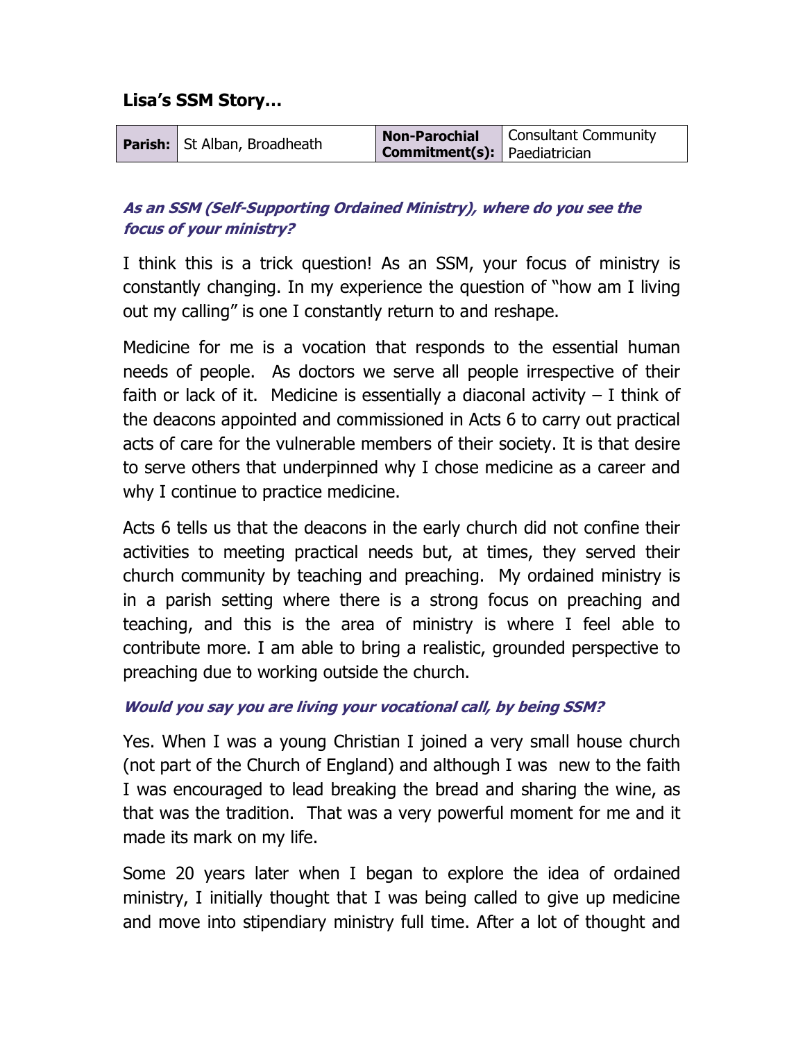## Lisa's SSM Story…

| **Parish:** | St Alban, Broadheath | **Non-Parochial Commitment(s):** | Consultant Community Paediatrician |
|---|---|---|---|

***As an SSM (Self-Supporting Ordained Ministry), where do you see the focus of your ministry?***

I think this is a trick question! As an SSM, your focus of ministry is constantly changing. In my experience the question of "how am I living out my calling" is one I constantly return to and reshape.

Medicine for me is a vocation that responds to the essential human needs of people. As doctors we serve all people irrespective of their faith or lack of it. Medicine is essentially a diaconal activity – I think of the deacons appointed and commissioned in Acts 6 to carry out practical acts of care for the vulnerable members of their society. It is that desire to serve others that underpinned why I chose medicine as a career and why I continue to practice medicine.

Acts 6 tells us that the deacons in the early church did not confine their activities to meeting practical needs but, at times, they served their church community by teaching and preaching. My ordained ministry is in a parish setting where there is a strong focus on preaching and teaching, and this is the area of ministry is where I feel able to contribute more. I am able to bring a realistic, grounded perspective to preaching due to working outside the church.

***Would you say you are living your vocational call, by being SSM?***

Yes. When I was a young Christian I joined a very small house church (not part of the Church of England) and although I was new to the faith I was encouraged to lead breaking the bread and sharing the wine, as that was the tradition. That was a very powerful moment for me and it made its mark on my life.

Some 20 years later when I began to explore the idea of ordained ministry, I initially thought that I was being called to give up medicine and move into stipendiary ministry full time. After a lot of thought and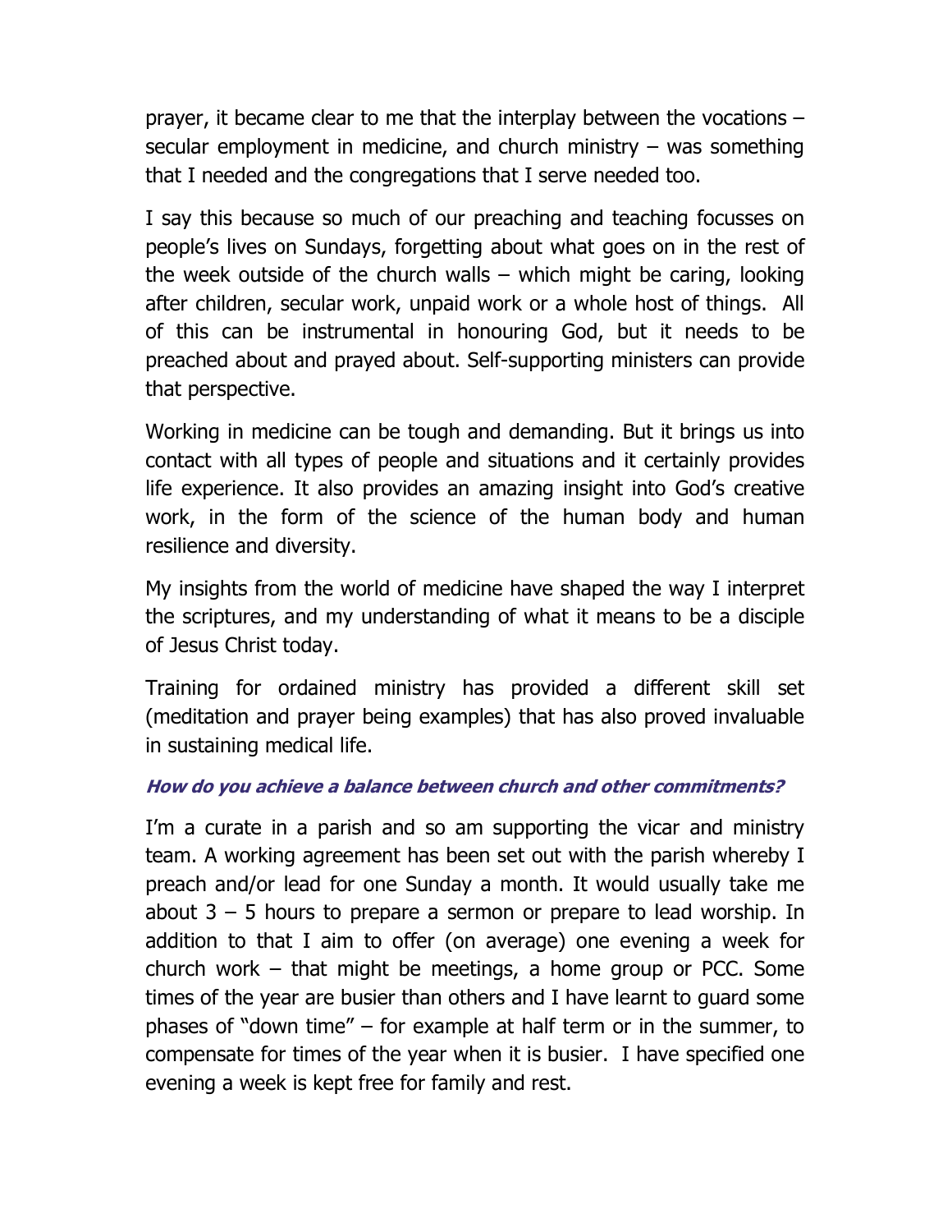prayer, it became clear to me that the interplay between the vocations – secular employment in medicine, and church ministry – was something that I needed and the congregations that I serve needed too.

I say this because so much of our preaching and teaching focusses on people's lives on Sundays, forgetting about what goes on in the rest of the week outside of the church walls – which might be caring, looking after children, secular work, unpaid work or a whole host of things. All of this can be instrumental in honouring God, but it needs to be preached about and prayed about. Self-supporting ministers can provide that perspective.

Working in medicine can be tough and demanding. But it brings us into contact with all types of people and situations and it certainly provides life experience. It also provides an amazing insight into God's creative work, in the form of the science of the human body and human resilience and diversity.

My insights from the world of medicine have shaped the way I interpret the scriptures, and my understanding of what it means to be a disciple of Jesus Christ today.

Training for ordained ministry has provided a different skill set (meditation and prayer being examples) that has also proved invaluable in sustaining medical life.

***How do you achieve a balance between church and other commitments?***

I'm a curate in a parish and so am supporting the vicar and ministry team. A working agreement has been set out with the parish whereby I preach and/or lead for one Sunday a month. It would usually take me about 3 – 5 hours to prepare a sermon or prepare to lead worship. In addition to that I aim to offer (on average) one evening a week for church work – that might be meetings, a home group or PCC. Some times of the year are busier than others and I have learnt to guard some phases of "down time" – for example at half term or in the summer, to compensate for times of the year when it is busier. I have specified one evening a week is kept free for family and rest.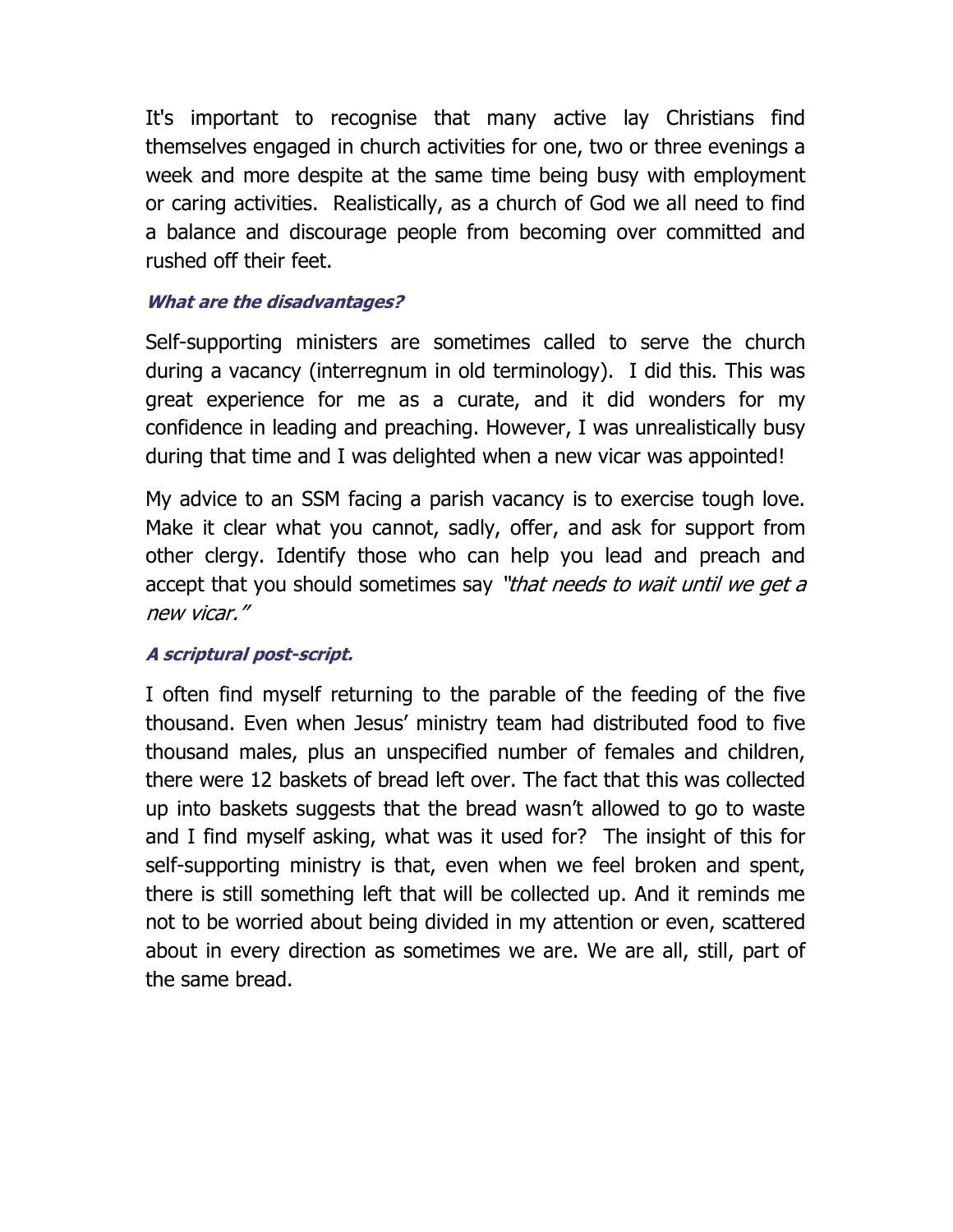It's important to recognise that many active lay Christians find themselves engaged in church activities for one, two or three evenings a week and more despite at the same time being busy with employment or caring activities. Realistically, as a church of God we all need to find a balance and discourage people from becoming over committed and rushed off their feet.

### *What are the disadvantages?*

Self-supporting ministers are sometimes called to serve the church during a vacancy (interregnum in old terminology). I did this. This was great experience for me as a curate, and it did wonders for my confidence in leading and preaching. However, I was unrealistically busy during that time and I was delighted when a new vicar was appointed!

My advice to an SSM facing a parish vacancy is to exercise tough love. Make it clear what you cannot, sadly, offer, and ask for support from other clergy. Identify those who can help you lead and preach and accept that you should sometimes say *"that needs to wait until we get a new vicar."*

### *A scriptural post-script.*

I often find myself returning to the parable of the feeding of the five thousand. Even when Jesus' ministry team had distributed food to five thousand males, plus an unspecified number of females and children, there were 12 baskets of bread left over. The fact that this was collected up into baskets suggests that the bread wasn't allowed to go to waste and I find myself asking, what was it used for? The insight of this for self-supporting ministry is that, even when we feel broken and spent, there is still something left that will be collected up. And it reminds me not to be worried about being divided in my attention or even, scattered about in every direction as sometimes we are. We are all, still, part of the same bread.